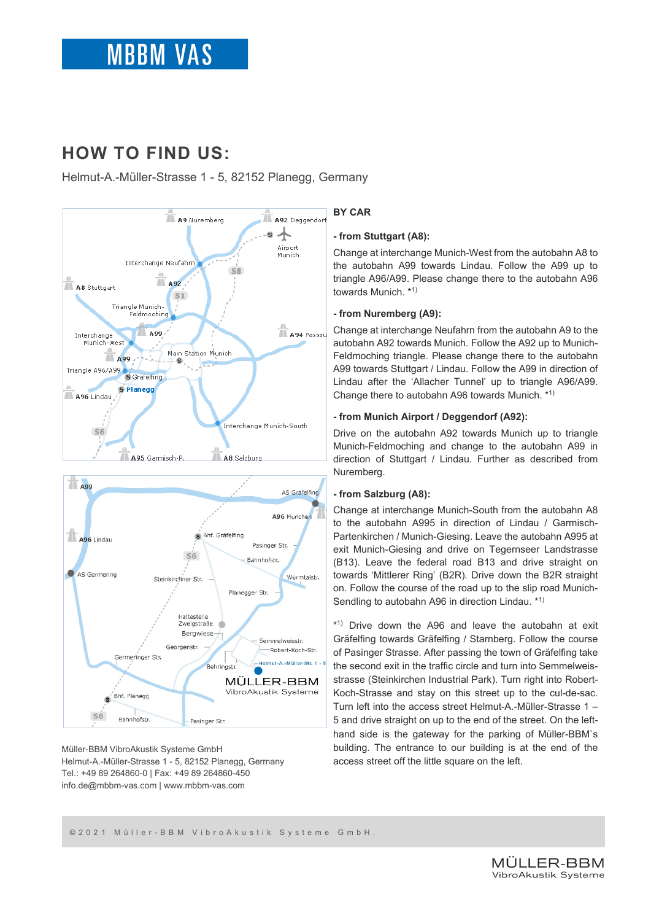MBBM VAS

# HOW TO FIND US:

Helmut-A.-Müller-Strasse 1 - 5, 82152 Planegg, Germany

## BY CAR

### - from Stuttgart (A8):

Change at interchange Munich-West from the autobahn A8 to the autobahn A99 towards Lindau. Follow the A99 up to triangle A96/A99. Please change there to the autobahn A96 towards Munich. *1)

### - from Nuremberg (A9):

Change at interchange Neufahrn from the autobahn A9 to the autobahn A92 towards Munich. Follow the A92 up to Munich-Feldmoching triangle. Please change there to the autobahn A99 towards Stuttgart / Lindau. Follow the A99 in direction of Lindau after the 'Allacher Tunnel' up to triangle A96/A99. Change there to autobahn A96 towards Munich. *1)

### - from Munich Airport / Deggendorf (A92):

Drive on the autobahn A92 towards Munich up to triangle Munich-Feldmoching and change to the autobahn A99 in direction of Stuttgart / Lindau. Further as described from Nuremberg.

### - from Salzburg (A8):

Change at interchange Munich-South from the autobahn A8 to the autobahn A995 in direction of Lindau / Garmisch-Partenkirchen / Munich-Giesing. Leave the autobahn A995 at exit Munich-Giesing and drive on Tegernseer Landstrasse (B13). Leave the federal road B13 and drive straight on towards 'Mittlerer Ring' (B2R). Drive down the B2R straight on. Follow the course of the road up to the slip road Munich-Sendling to autobahn A96 in direction Lindau. *1)

*1) Drive down the A96 and leave the autobahn at exit Gräfelfing towards Gräfelfing / Starnberg. Follow the course of Pasinger Strasse. After passing the town of Gräfelfing take the second exit in the traffic circle and turn into Semmelweis-strasse (Steinkirchen Industrial Park). Turn right into Robert-Koch-Strasse and stay on this street up to the cul-de-sac. Turn left into the access street Helmut-A.-Müller-Strasse 1 – 5 and drive straight on up to the end of the street. On the left-hand side is the gateway for the parking of Müller-BBM`s building. The entrance to our building is at the end of the access street off the little square on the left.

Müller-BBM VibroAkustik Systeme GmbH
Helmut-A.-Müller-Strasse 1 - 5, 82152 Planegg, Germany
Tel.: +49 89 264860-0 | Fax: +49 89 264860-450
info.de@mbbm-vas.com | www.mbbm-vas.com

© 2021 Müller-BBM VibroAkustik Systeme GmbH.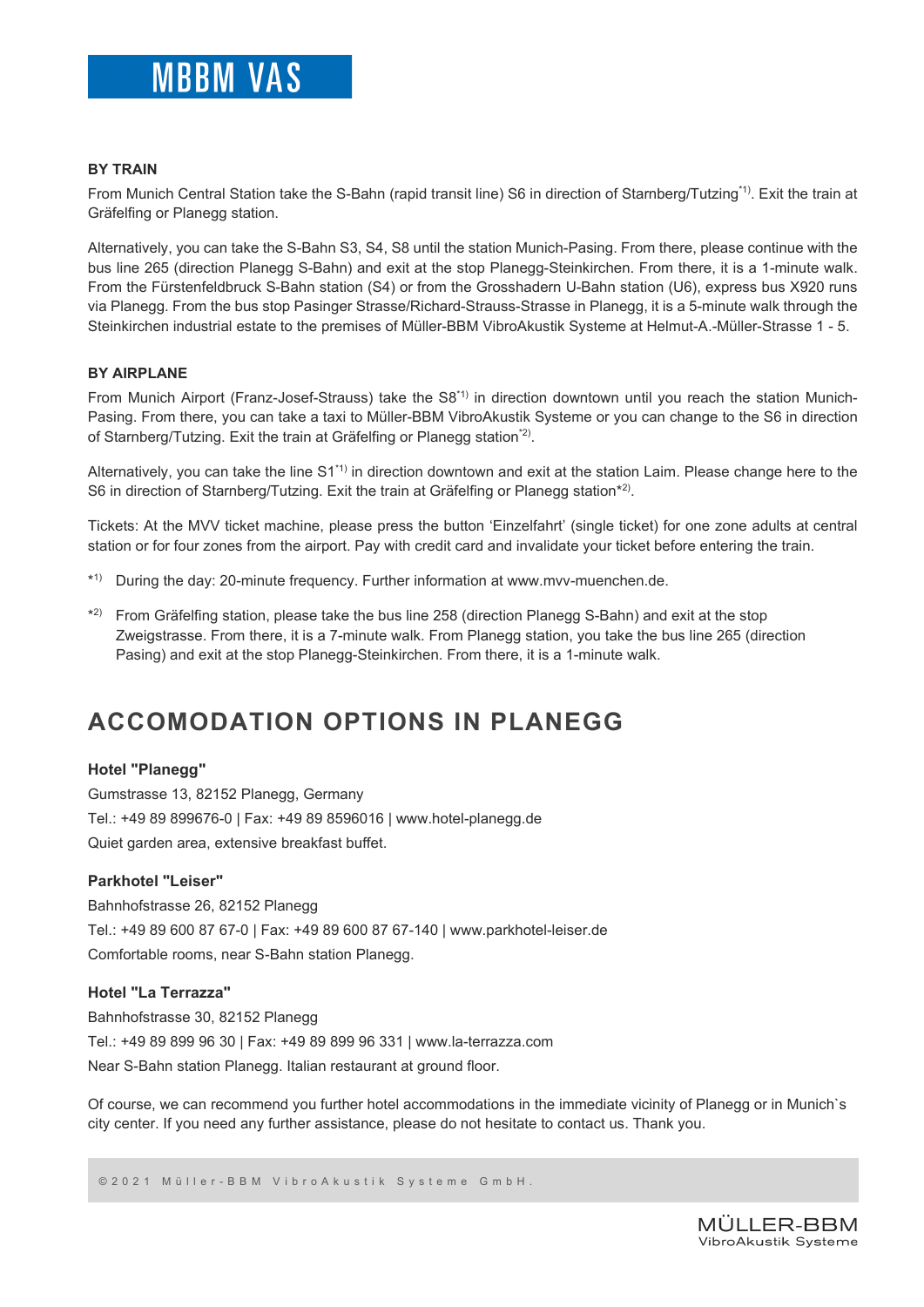**BY TRAIN**

From Munich Central Station take the S-Bahn (rapid transit line) S6 in direction of Starnberg/Tutzing*1). Exit the train at Gräfelfing or Planegg station.

Alternatively, you can take the S-Bahn S3, S4, S8 until the station Munich-Pasing. From there, please continue with the bus line 265 (direction Planegg S-Bahn) and exit at the stop Planegg-Steinkirchen. From there, it is a 1-minute walk. From the Fürstenfeldbruck S-Bahn station (S4) or from the Grosshadern U-Bahn station (U6), express bus X920 runs via Planegg. From the bus stop Pasinger Strasse/Richard-Strauss-Strasse in Planegg, it is a 5-minute walk through the Steinkirchen industrial estate to the premises of Müller-BBM VibroAkustik Systeme at Helmut-A.-Müller-Strasse 1 - 5.

**BY AIRPLANE**

From Munich Airport (Franz-Josef-Strauss) take the S8*1) in direction downtown until you reach the station Munich-Pasing. From there, you can take a taxi to Müller-BBM VibroAkustik Systeme or you can change to the S6 in direction of Starnberg/Tutzing. Exit the train at Gräfelfing or Planegg station*2).

Alternatively, you can take the line S1*1) in direction downtown and exit at the station Laim. Please change here to the S6 in direction of Starnberg/Tutzing. Exit the train at Gräfelfing or Planegg station*2).

Tickets: At the MVV ticket machine, please press the button 'Einzelfahrt' (single ticket) for one zone adults at central station or for four zones from the airport. Pay with credit card and invalidate your ticket before entering the train.

*1) During the day: 20-minute frequency. Further information at www.mvv-muenchen.de.

*2) From Gräfelfing station, please take the bus line 258 (direction Planegg S-Bahn) and exit at the stop Zweigstrasse. From there, it is a 7-minute walk. From Planegg station, you take the bus line 265 (direction Pasing) and exit at the stop Planegg-Steinkirchen. From there, it is a 1-minute walk.

## ACCOMODATION OPTIONS IN PLANEGG

**Hotel "Planegg"**

Gumstrasse 13, 82152 Planegg, Germany

Tel.: +49 89 899676-0 | Fax: +49 89 8596016 | www.hotel-planegg.de

Quiet garden area, extensive breakfast buffet.

**Parkhotel "Leiser"**

Bahnhofstrasse 26, 82152 Planegg

Tel.: +49 89 600 87 67-0 | Fax: +49 89 600 87 67-140 | www.parkhotel-leiser.de

Comfortable rooms, near S-Bahn station Planegg.

**Hotel "La Terrazza"**

Bahnhofstrasse 30, 82152 Planegg

Tel.: +49 89 899 96 30 | Fax: +49 89 899 96 331 | www.la-terrazza.com

Near S-Bahn station Planegg. Italian restaurant at ground floor.

Of course, we can recommend you further hotel accommodations in the immediate vicinity of Planegg or in Munich`s city center. If you need any further assistance, please do not hesitate to contact us. Thank you.